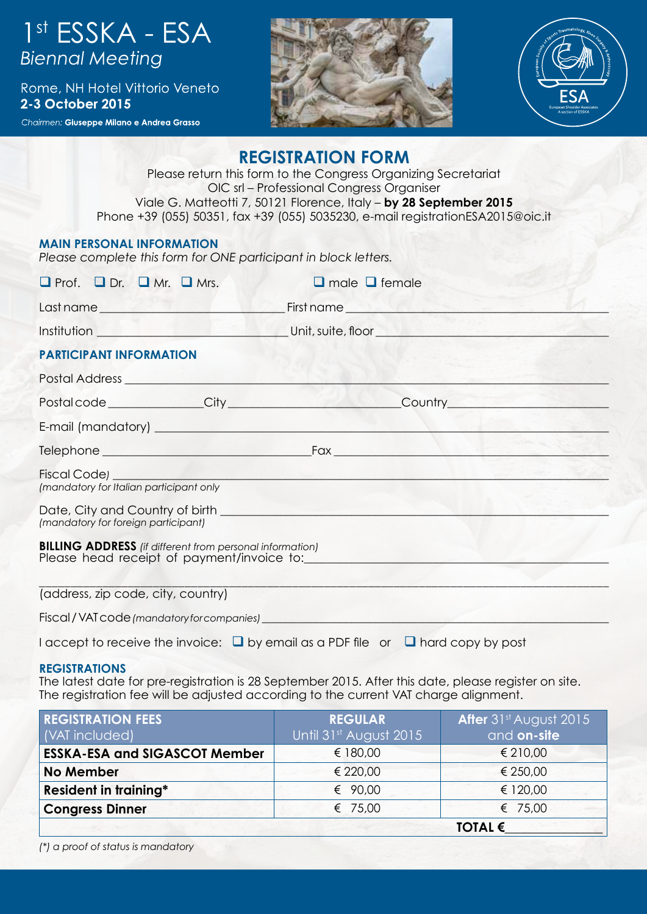# 1st ESSKA - ESA

*Biennal Meeting*

Rome, NH Hotel Vittorio Veneto
**2-3 October 2015**

*Chairmen:* **Giuseppe Milano e Andrea Grasso**

## REGISTRATION FORM

Please return this form to the Congress Organizing Secretariat
OIC srl – Professional Congress Organiser
Viale G. Matteotti 7, 50121 Florence, Italy – **by 28 September 2015**
Phone +39 (055) 50351, fax +39 (055) 5035230, e-mail registrationESA2015@oic.it

### MAIN PERSONAL INFORMATION

*Please complete this form for ONE participant in block letters.*

❑ Prof. ❑ Dr. ❑ Mr. ❑ Mrs. ❑ male ❑ female

Last name ____________________ First name ____________________

Institution ____________________ Unit, suite, floor ____________________

### PARTICIPANT INFORMATION

Postal Address ________________________________________

Postal code ____________ City ____________________ Country ____________________

E-mail (mandatory) ________________________________________

Telephone ____________________ Fax ____________________

Fiscal Code) ________________________________________
*(mandatory for Italian participant only*

Date, City and Country of birth ________________________________________
*(mandatory for foreign participant)*

**BILLING ADDRESS** *(if different from personal information)*
Please head receipt of payment/invoice to: ________________________________________

________________________________________
(address, zip code, city, country)

Fiscal / VAT code *(mandatory for companies)* ________________________________________

I accept to receive the invoice: ❑ by email as a PDF file or ❑ hard copy by post

### REGISTRATIONS

The latest date for pre-registration is 28 September 2015. After this date, please register on site.
The registration fee will be adjusted according to the current VAT charge alignment.

| **REGISTRATION FEES** (VAT included) | **REGULAR** Until 31st August 2015 | **After** 31st August 2015 and **on-site** |
|---|---|---|
| **ESSKA-ESA and SIGASCOT Member** | € 180,00 | € 210,00 |
| **No Member** | € 220,00 | € 250,00 |
| **Resident in training*** | € 90,00 | € 120,00 |
| **Congress Dinner** | € 75,00 | € 75,00 |
| | | **TOTAL €**____________ |

*(*) a proof of status is mandatory*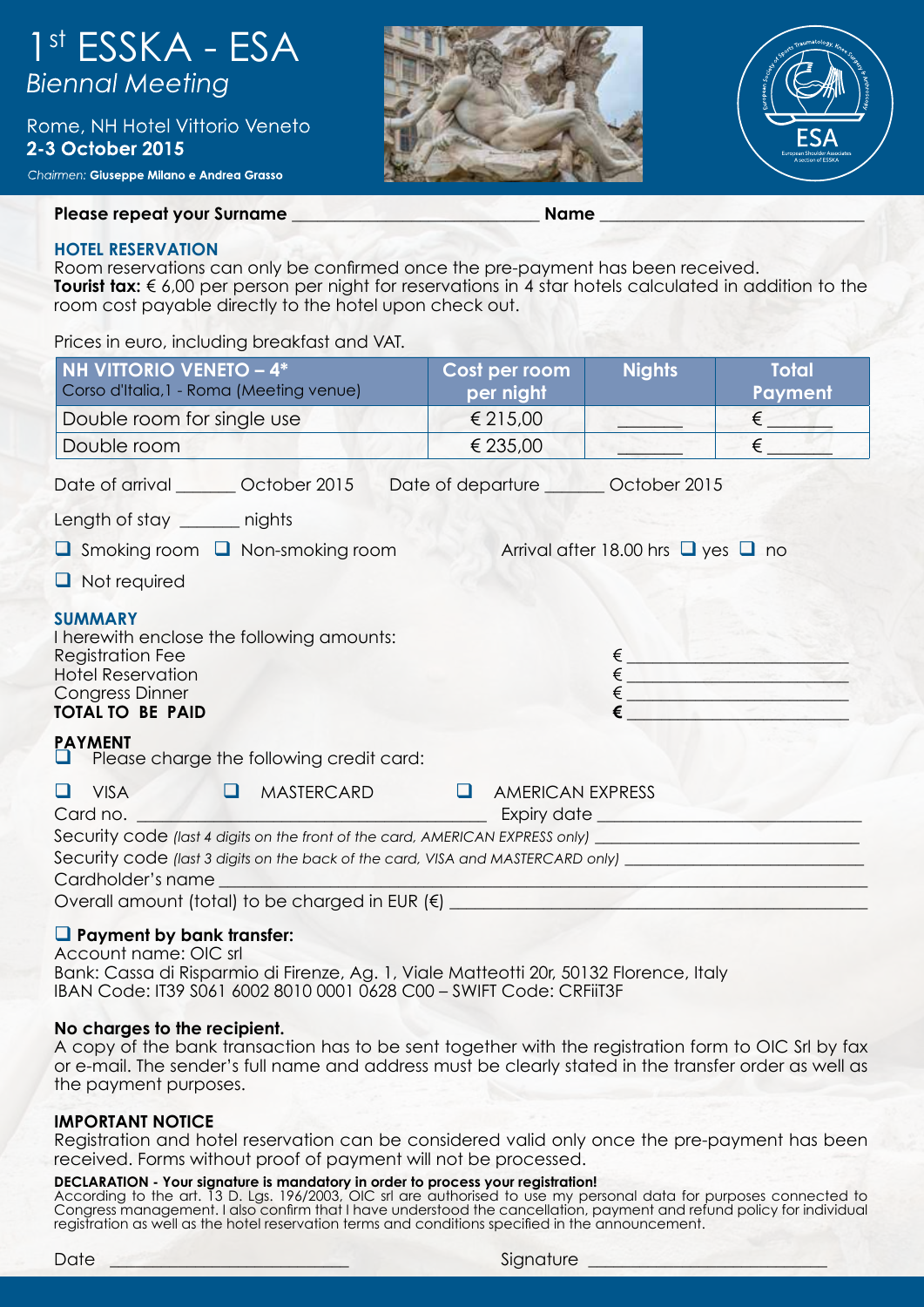# 1st ESSKA - ESA

*Biennal Meeting*

Rome, NH Hotel Vittorio Veneto
**2-3 October 2015**

*Chairmen:* **Giuseppe Milano e Andrea Grasso**

**Please repeat your Surname** ______________________ **Name** ______________________

## HOTEL RESERVATION

Room reservations can only be confirmed once the pre-payment has been received.
**Tourist tax:** € 6,00 per person per night for reservations in 4 star hotels calculated in addition to the room cost payable directly to the hotel upon check out.

Prices in euro, including breakfast and VAT.

| NH VITTORIO VENETO – 4* Corso d'Italia,1 - Roma (Meeting venue) | Cost per room per night | Nights | Total Payment |
|---|---|---|---|
| Double room for single use | € 215,00 | ______ | € ______ |
| Double room | € 235,00 | ______ | € ______ |

Date of arrival ______ October 2015 Date of departure ______ October 2015

Length of stay ______ nights

❑ Smoking room ❑ Non-smoking room Arrival after 18.00 hrs ❑ yes ❑ no

❑ Not required

## SUMMARY

I herewith enclose the following amounts:

Registration Fee € ______________________
Hotel Reservation € ______________________
Congress Dinner € ______________________
**TOTAL TO BE PAID** **€** ______________________

## PAYMENT

❑ Please charge the following credit card:

❑ VISA ❑ MASTERCARD ❑ AMERICAN EXPRESS

Card no. ______________________ Expiry date ______________________

Security code *(last 4 digits on the front of the card, AMERICAN EXPRESS only)* ______________________

Security code *(last 3 digits on the back of the card, VISA and MASTERCARD only)* ______________________

Cardholder's name ______________________

Overall amount (total) to be charged in EUR (€) ______________________

❑ **Payment by bank transfer:**

Account name: OIC srl
Bank: Cassa di Risparmio di Firenze, Ag. 1, Viale Matteotti 20r, 50132 Florence, Italy
IBAN Code: IT39 S061 6002 8010 0001 0628 C00 – SWIFT Code: CRFIIT3F

**No charges to the recipient.**

A copy of the bank transaction has to be sent together with the registration form to OIC Srl by fax or e-mail. The sender's full name and address must be clearly stated in the transfer order as well as the payment purposes.

## IMPORTANT NOTICE

Registration and hotel reservation can be considered valid only once the pre-payment has been received. Forms without proof of payment will not be processed.

**DECLARATION - Your signature is mandatory in order to process your registration!**
According to the art. 13 D. Lgs. 196/2003, OIC srl are authorised to use my personal data for purposes connected to Congress management. I also confirm that I have understood the cancellation, payment and refund policy for individual registration as well as the hotel reservation terms and conditions specified in the announcement.

Date ______________________ Signature ______________________